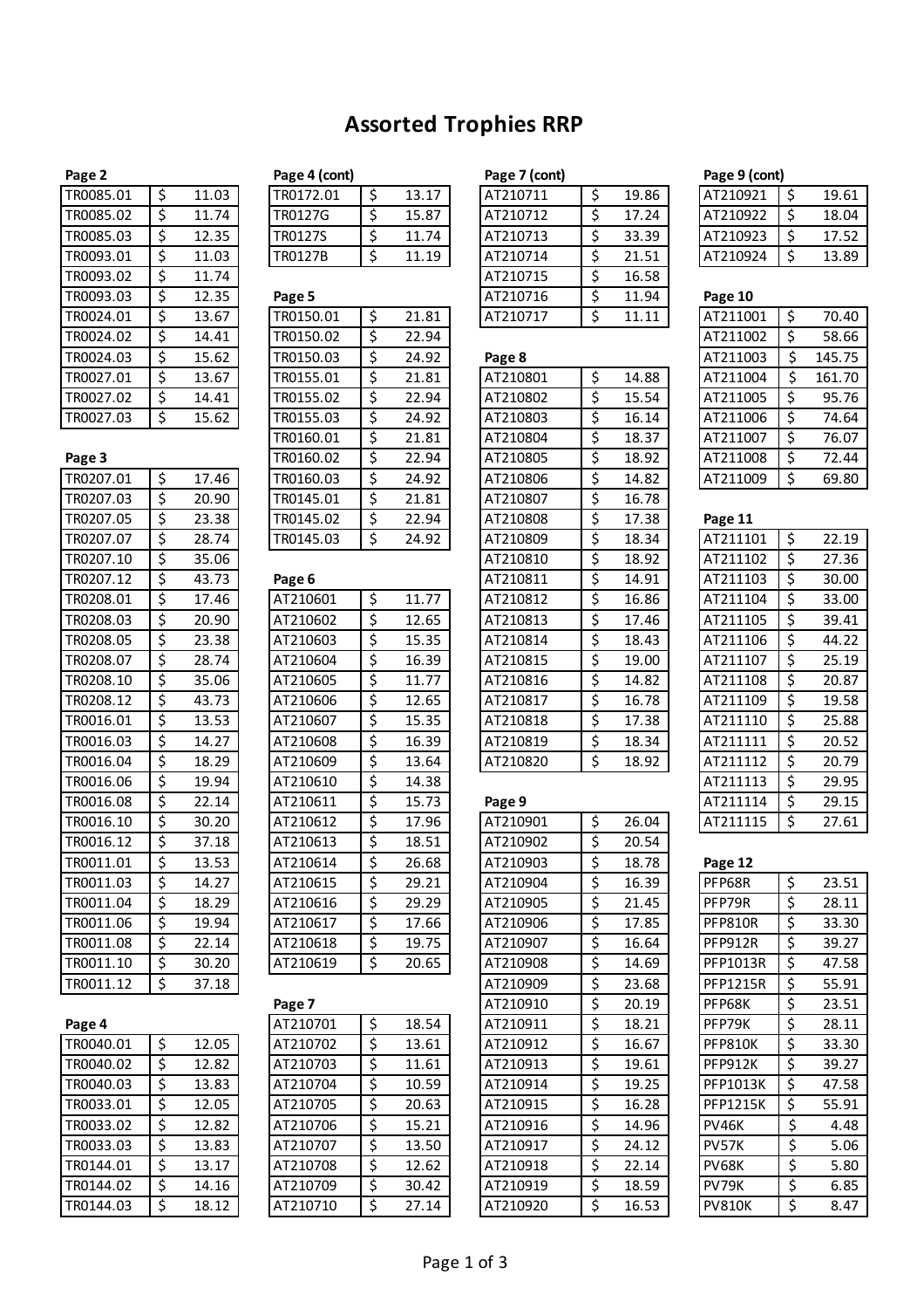# Assorted Trophies RRP

**Page 2**

| Code | Price |
|---|---|
| TR0085.01 | $ 11.03 |
| TR0085.02 | $ 11.74 |
| TR0085.03 | $ 12.35 |
| TR0093.01 | $ 11.03 |
| TR0093.02 | $ 11.74 |
| TR0093.03 | $ 12.35 |
| TR0024.01 | $ 13.67 |
| TR0024.02 | $ 14.41 |
| TR0024.03 | $ 15.62 |
| TR0027.01 | $ 13.67 |
| TR0027.02 | $ 14.41 |
| TR0027.03 | $ 15.62 |

**Page 3**

| Code | Price |
|---|---|
| TR0207.01 | $ 17.46 |
| TR0207.03 | $ 20.90 |
| TR0207.05 | $ 23.38 |
| TR0207.07 | $ 28.74 |
| TR0207.10 | $ 35.06 |
| TR0207.12 | $ 43.73 |
| TR0208.01 | $ 17.46 |
| TR0208.03 | $ 20.90 |
| TR0208.05 | $ 23.38 |
| TR0208.07 | $ 28.74 |
| TR0208.10 | $ 35.06 |
| TR0208.12 | $ 43.73 |
| TR0016.01 | $ 13.53 |
| TR0016.03 | $ 14.27 |
| TR0016.04 | $ 18.29 |
| TR0016.06 | $ 19.94 |
| TR0016.08 | $ 22.14 |
| TR0016.10 | $ 30.20 |
| TR0016.12 | $ 37.18 |
| TR0011.01 | $ 13.53 |
| TR0011.03 | $ 14.27 |
| TR0011.04 | $ 18.29 |
| TR0011.06 | $ 19.94 |
| TR0011.08 | $ 22.14 |
| TR0011.10 | $ 30.20 |
| TR0011.12 | $ 37.18 |

**Page 4**

| Code | Price |
|---|---|
| TR0040.01 | $ 12.05 |
| TR0040.02 | $ 12.82 |
| TR0040.03 | $ 13.83 |
| TR0033.01 | $ 12.05 |
| TR0033.02 | $ 12.82 |
| TR0033.03 | $ 13.83 |
| TR0144.01 | $ 13.17 |
| TR0144.02 | $ 14.16 |
| TR0144.03 | $ 18.12 |

**Page 4 (cont)**

| Code | Price |
|---|---|
| TR0172.01 | $ 13.17 |
| TR0127G | $ 15.87 |
| TR0127S | $ 11.74 |
| TR0127B | $ 11.19 |

**Page 5**

| Code | Price |
|---|---|
| TR0150.01 | $ 21.81 |
| TR0150.02 | $ 22.94 |
| TR0150.03 | $ 24.92 |
| TR0155.01 | $ 21.81 |
| TR0155.02 | $ 22.94 |
| TR0155.03 | $ 24.92 |
| TR0160.01 | $ 21.81 |
| TR0160.02 | $ 22.94 |
| TR0160.03 | $ 24.92 |
| TR0145.01 | $ 21.81 |
| TR0145.02 | $ 22.94 |
| TR0145.03 | $ 24.92 |

**Page 6**

| Code | Price |
|---|---|
| AT210601 | $ 11.77 |
| AT210602 | $ 12.65 |
| AT210603 | $ 15.35 |
| AT210604 | $ 16.39 |
| AT210605 | $ 11.77 |
| AT210606 | $ 12.65 |
| AT210607 | $ 15.35 |
| AT210608 | $ 16.39 |
| AT210609 | $ 13.64 |
| AT210610 | $ 14.38 |
| AT210611 | $ 15.73 |
| AT210612 | $ 17.96 |
| AT210613 | $ 18.51 |
| AT210614 | $ 26.68 |
| AT210615 | $ 29.21 |
| AT210616 | $ 29.29 |
| AT210617 | $ 17.66 |
| AT210618 | $ 19.75 |
| AT210619 | $ 20.65 |

**Page 7**

| Code | Price |
|---|---|
| AT210701 | $ 18.54 |
| AT210702 | $ 13.61 |
| AT210703 | $ 11.61 |
| AT210704 | $ 10.59 |
| AT210705 | $ 20.63 |
| AT210706 | $ 15.21 |
| AT210707 | $ 13.50 |
| AT210708 | $ 12.62 |
| AT210709 | $ 30.42 |
| AT210710 | $ 27.14 |

**Page 7 (cont)**

| Code | Price |
|---|---|
| AT210711 | $ 19.86 |
| AT210712 | $ 17.24 |
| AT210713 | $ 33.39 |
| AT210714 | $ 21.51 |
| AT210715 | $ 16.58 |
| AT210716 | $ 11.94 |
| AT210717 | $ 11.11 |

**Page 8**

| Code | Price |
|---|---|
| AT210801 | $ 14.88 |
| AT210802 | $ 15.54 |
| AT210803 | $ 16.14 |
| AT210804 | $ 18.37 |
| AT210805 | $ 18.92 |
| AT210806 | $ 14.82 |
| AT210807 | $ 16.78 |
| AT210808 | $ 17.38 |
| AT210809 | $ 18.34 |
| AT210810 | $ 18.92 |
| AT210811 | $ 14.91 |
| AT210812 | $ 16.86 |
| AT210813 | $ 17.46 |
| AT210814 | $ 18.43 |
| AT210815 | $ 19.00 |
| AT210816 | $ 14.82 |
| AT210817 | $ 16.78 |
| AT210818 | $ 17.38 |
| AT210819 | $ 18.34 |
| AT210820 | $ 18.92 |

**Page 9**

| Code | Price |
|---|---|
| AT210901 | $ 26.04 |
| AT210902 | $ 20.54 |
| AT210903 | $ 18.78 |
| AT210904 | $ 16.39 |
| AT210905 | $ 21.45 |
| AT210906 | $ 17.85 |
| AT210907 | $ 16.64 |
| AT210908 | $ 14.69 |
| AT210909 | $ 23.68 |
| AT210910 | $ 20.19 |
| AT210911 | $ 18.21 |
| AT210912 | $ 16.67 |
| AT210913 | $ 19.61 |
| AT210914 | $ 19.25 |
| AT210915 | $ 16.28 |
| AT210916 | $ 14.96 |
| AT210917 | $ 24.12 |
| AT210918 | $ 22.14 |
| AT210919 | $ 18.59 |
| AT210920 | $ 16.53 |

**Page 9 (cont)**

| Code | Price |
|---|---|
| AT210921 | $ 19.61 |
| AT210922 | $ 18.04 |
| AT210923 | $ 17.52 |
| AT210924 | $ 13.89 |

**Page 10**

| Code | Price |
|---|---|
| AT211001 | $ 70.40 |
| AT211002 | $ 58.66 |
| AT211003 | $ 145.75 |
| AT211004 | $ 161.70 |
| AT211005 | $ 95.76 |
| AT211006 | $ 74.64 |
| AT211007 | $ 76.07 |
| AT211008 | $ 72.44 |
| AT211009 | $ 69.80 |

**Page 11**

| Code | Price |
|---|---|
| AT211101 | $ 22.19 |
| AT211102 | $ 27.36 |
| AT211103 | $ 30.00 |
| AT211104 | $ 33.00 |
| AT211105 | $ 39.41 |
| AT211106 | $ 44.22 |
| AT211107 | $ 25.19 |
| AT211108 | $ 20.87 |
| AT211109 | $ 19.58 |
| AT211110 | $ 25.88 |
| AT211111 | $ 20.52 |
| AT211112 | $ 20.79 |
| AT211113 | $ 29.95 |
| AT211114 | $ 29.15 |
| AT211115 | $ 27.61 |

**Page 12**

| Code | Price |
|---|---|
| PFP68R | $ 23.51 |
| PFP79R | $ 28.11 |
| PFP810R | $ 33.30 |
| PFP912R | $ 39.27 |
| PFP1013R | $ 47.58 |
| PFP1215R | $ 55.91 |
| PFP68K | $ 23.51 |
| PFP79K | $ 28.11 |
| PFP810K | $ 33.30 |
| PFP912K | $ 39.27 |
| PFP1013K | $ 47.58 |
| PFP1215K | $ 55.91 |
| PV46K | $ 4.48 |
| PV57K | $ 5.06 |
| PV68K | $ 5.80 |
| PV79K | $ 6.85 |
| PV810K | $ 8.47 |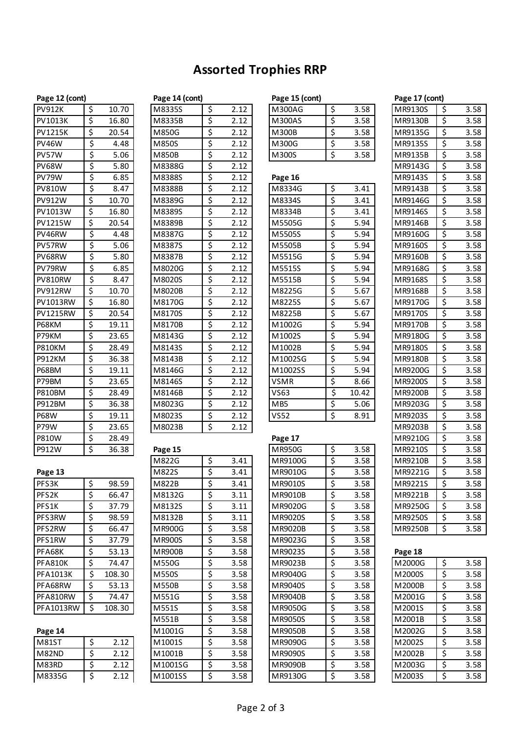# Assorted Trophies RRP

**Page 12 (cont)**

| Code | Price |
|---|---|
| PV912K | $ 10.70 |
| PV1013K | $ 16.80 |
| PV1215K | $ 20.54 |
| PV46W | $ 4.48 |
| PV57W | $ 5.06 |
| PV68W | $ 5.80 |
| PV79W | $ 6.85 |
| PV810W | $ 8.47 |
| PV912W | $ 10.70 |
| PV1013W | $ 16.80 |
| PV1215W | $ 20.54 |
| PV46RW | $ 4.48 |
| PV57RW | $ 5.06 |
| PV68RW | $ 5.80 |
| PV79RW | $ 6.85 |
| PV810RW | $ 8.47 |
| PV912RW | $ 10.70 |
| PV1013RW | $ 16.80 |
| PV1215RW | $ 20.54 |
| P68KM | $ 19.11 |
| P79KM | $ 23.65 |
| P810KM | $ 28.49 |
| P912KM | $ 36.38 |
| P68BM | $ 19.11 |
| P79BM | $ 23.65 |
| P810BM | $ 28.49 |
| P912BM | $ 36.38 |
| P68W | $ 19.11 |
| P79W | $ 23.65 |
| P810W | $ 28.49 |
| P912W | $ 36.38 |

**Page 13**

| Code | Price |
|---|---|
| PFS3K | $ 98.59 |
| PFS2K | $ 66.47 |
| PFS1K | $ 37.79 |
| PFS3RW | $ 98.59 |
| PFS2RW | $ 66.47 |
| PFS1RW | $ 37.79 |
| PFA68K | $ 53.13 |
| PFA810K | $ 74.47 |
| PFA1013K | $ 108.30 |
| PFA68RW | $ 53.13 |
| PFA810RW | $ 74.47 |
| PFA1013RW | $ 108.30 |

**Page 14**

| Code | Price |
|---|---|
| M81ST | $ 2.12 |
| M82ND | $ 2.12 |
| M83RD | $ 2.12 |
| M8335G | $ 2.12 |

**Page 14 (cont)**

| Code | Price |
|---|---|
| M8335S | $ 2.12 |
| M8335B | $ 2.12 |
| M850G | $ 2.12 |
| M850S | $ 2.12 |
| M850B | $ 2.12 |
| M8388G | $ 2.12 |
| M8388S | $ 2.12 |
| M8388B | $ 2.12 |
| M8389G | $ 2.12 |
| M8389S | $ 2.12 |
| M8389B | $ 2.12 |
| M8387G | $ 2.12 |
| M8387S | $ 2.12 |
| M8387B | $ 2.12 |
| M8020G | $ 2.12 |
| M8020S | $ 2.12 |
| M8020B | $ 2.12 |
| M8170G | $ 2.12 |
| M8170S | $ 2.12 |
| M8170B | $ 2.12 |
| M8143G | $ 2.12 |
| M8143S | $ 2.12 |
| M8143B | $ 2.12 |
| M8146G | $ 2.12 |
| M8146S | $ 2.12 |
| M8146B | $ 2.12 |
| M8023G | $ 2.12 |
| M8023S | $ 2.12 |
| M8023B | $ 2.12 |

**Page 15**

| Code | Price |
|---|---|
| M822G | $ 3.41 |
| M822S | $ 3.41 |
| M822B | $ 3.41 |
| M8132G | $ 3.11 |
| M8132S | $ 3.11 |
| M8132B | $ 3.11 |
| MR900G | $ 3.58 |
| MR900S | $ 3.58 |
| MR900B | $ 3.58 |
| M550G | $ 3.58 |
| M550S | $ 3.58 |
| M550B | $ 3.58 |
| M551G | $ 3.58 |
| M551S | $ 3.58 |
| M551B | $ 3.58 |
| M1001G | $ 3.58 |
| M1001S | $ 3.58 |
| M1001B | $ 3.58 |
| M1001SG | $ 3.58 |
| M1001SS | $ 3.58 |

**Page 15 (cont)**

| Code | Price |
|---|---|
| M300AG | $ 3.58 |
| M300AS | $ 3.58 |
| M300B | $ 3.58 |
| M300G | $ 3.58 |
| M300S | $ 3.58 |

**Page 16**

| Code | Price |
|---|---|
| M8334G | $ 3.41 |
| M8334S | $ 3.41 |
| M8334B | $ 3.41 |
| M5505G | $ 5.94 |
| M5505S | $ 5.94 |
| M5505B | $ 5.94 |
| M5515G | $ 5.94 |
| M5515S | $ 5.94 |
| M5515B | $ 5.94 |
| M8225G | $ 5.67 |
| M8225S | $ 5.67 |
| M8225B | $ 5.67 |
| M1002G | $ 5.94 |
| M1002S | $ 5.94 |
| M1002B | $ 5.94 |
| M1002SG | $ 5.94 |
| M1002SS | $ 5.94 |
| VSMR | $ 8.66 |
| VS63 | $ 10.42 |
| MB5 | $ 5.06 |
| VS52 | $ 8.91 |

**Page 17**

| Code | Price |
|---|---|
| MR950G | $ 3.58 |
| MR9100G | $ 3.58 |
| MR9010G | $ 3.58 |
| MR9010S | $ 3.58 |
| MR9010B | $ 3.58 |
| MR9020G | $ 3.58 |
| MR9020S | $ 3.58 |
| MR9020B | $ 3.58 |
| MR9023G | $ 3.58 |
| MR9023S | $ 3.58 |
| MR9023B | $ 3.58 |
| MR9040G | $ 3.58 |
| MR9040S | $ 3.58 |
| MR9040B | $ 3.58 |
| MR9050G | $ 3.58 |
| MR9050S | $ 3.58 |
| MR9050B | $ 3.58 |
| MR9090G | $ 3.58 |
| MR9090S | $ 3.58 |
| MR9090B | $ 3.58 |
| MR9130G | $ 3.58 |

**Page 17 (cont)**

| Code | Price |
|---|---|
| MR9130S | $ 3.58 |
| MR9130B | $ 3.58 |
| MR9135G | $ 3.58 |
| MR9135S | $ 3.58 |
| MR9135B | $ 3.58 |
| MR9143G | $ 3.58 |
| MR9143S | $ 3.58 |
| MR9143B | $ 3.58 |
| MR9146G | $ 3.58 |
| MR9146S | $ 3.58 |
| MR9146B | $ 3.58 |
| MR9160G | $ 3.58 |
| MR9160S | $ 3.58 |
| MR9160B | $ 3.58 |
| MR9168G | $ 3.58 |
| MR9168S | $ 3.58 |
| MR9168B | $ 3.58 |
| MR9170G | $ 3.58 |
| MR9170S | $ 3.58 |
| MR9170B | $ 3.58 |
| MR9180G | $ 3.58 |
| MR9180S | $ 3.58 |
| MR9180B | $ 3.58 |
| MR9200G | $ 3.58 |
| MR9200S | $ 3.58 |
| MR9200B | $ 3.58 |
| MR9203G | $ 3.58 |
| MR9203S | $ 3.58 |
| MR9203B | $ 3.58 |
| MR9210G | $ 3.58 |
| MR9210S | $ 3.58 |
| MR9210B | $ 3.58 |
| MR9221G | $ 3.58 |
| MR9221S | $ 3.58 |
| MR9221B | $ 3.58 |
| MR9250G | $ 3.58 |
| MR9250S | $ 3.58 |
| MR9250B | $ 3.58 |

**Page 18**

| Code | Price |
|---|---|
| M2000G | $ 3.58 |
| M2000S | $ 3.58 |
| M2000B | $ 3.58 |
| M2001G | $ 3.58 |
| M2001S | $ 3.58 |
| M2001B | $ 3.58 |
| M2002G | $ 3.58 |
| M2002S | $ 3.58 |
| M2002B | $ 3.58 |
| M2003G | $ 3.58 |
| M2003S | $ 3.58 |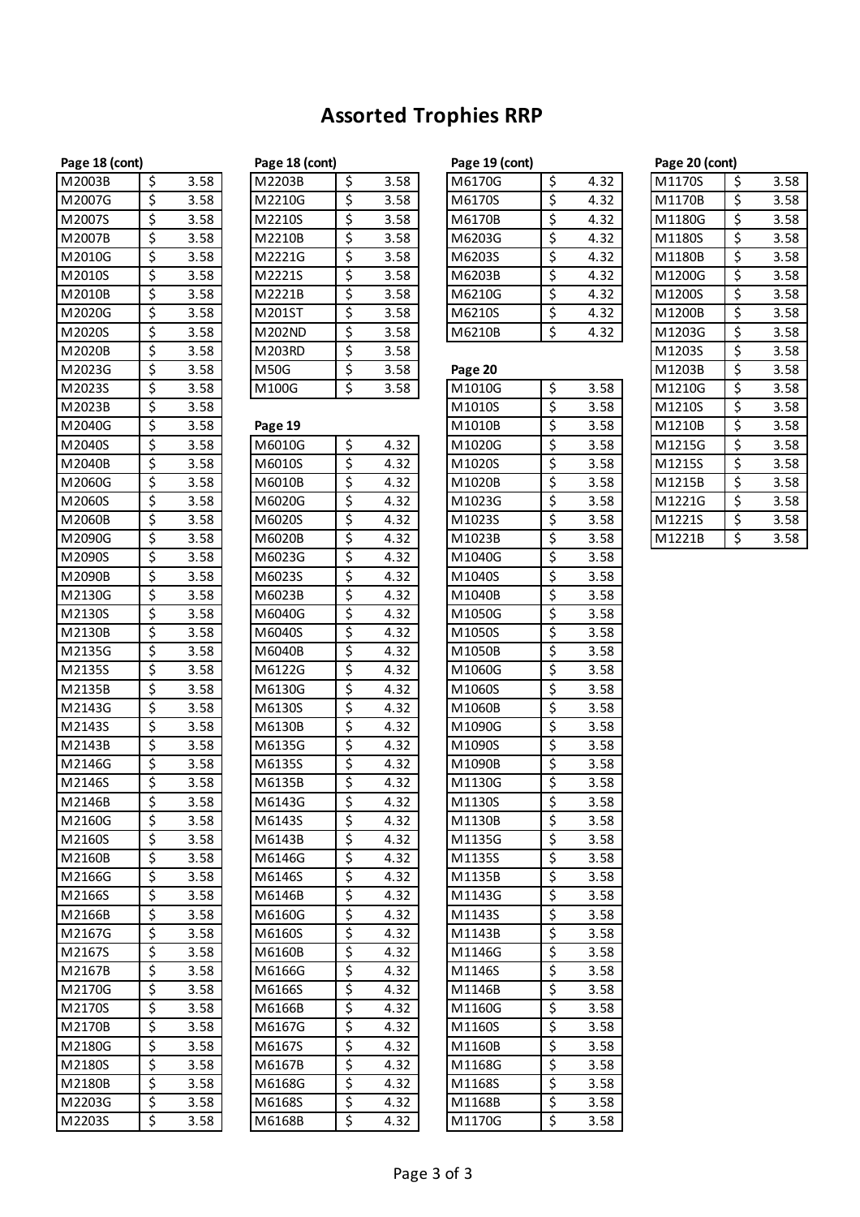# Assorted Trophies RRP

**Page 18 (cont)**

| | | |
|---|---|---|
| M2003B | $ | 3.58 |
| M2007G | $ | 3.58 |
| M2007S | $ | 3.58 |
| M2007B | $ | 3.58 |
| M2010G | $ | 3.58 |
| M2010S | $ | 3.58 |
| M2010B | $ | 3.58 |
| M2020G | $ | 3.58 |
| M2020S | $ | 3.58 |
| M2020B | $ | 3.58 |
| M2023G | $ | 3.58 |
| M2023S | $ | 3.58 |
| M2023B | $ | 3.58 |
| M2040G | $ | 3.58 |
| M2040S | $ | 3.58 |
| M2040B | $ | 3.58 |
| M2060G | $ | 3.58 |
| M2060S | $ | 3.58 |
| M2060B | $ | 3.58 |
| M2090G | $ | 3.58 |
| M2090S | $ | 3.58 |
| M2090B | $ | 3.58 |
| M2130G | $ | 3.58 |
| M2130S | $ | 3.58 |
| M2130B | $ | 3.58 |
| M2135G | $ | 3.58 |
| M2135S | $ | 3.58 |
| M2135B | $ | 3.58 |
| M2143G | $ | 3.58 |
| M2143S | $ | 3.58 |
| M2143B | $ | 3.58 |
| M2146G | $ | 3.58 |
| M2146S | $ | 3.58 |
| M2146B | $ | 3.58 |
| M2160G | $ | 3.58 |
| M2160S | $ | 3.58 |
| M2160B | $ | 3.58 |
| M2166G | $ | 3.58 |
| M2166S | $ | 3.58 |
| M2166B | $ | 3.58 |
| M2167G | $ | 3.58 |
| M2167S | $ | 3.58 |
| M2167B | $ | 3.58 |
| M2170G | $ | 3.58 |
| M2170S | $ | 3.58 |
| M2170B | $ | 3.58 |
| M2180G | $ | 3.58 |
| M2180S | $ | 3.58 |
| M2180B | $ | 3.58 |
| M2203G | $ | 3.58 |
| M2203S | $ | 3.58 |

**Page 18 (cont)**

| | | |
|---|---|---|
| M2203B | $ | 3.58 |
| M2210G | $ | 3.58 |
| M2210S | $ | 3.58 |
| M2210B | $ | 3.58 |
| M2221G | $ | 3.58 |
| M2221S | $ | 3.58 |
| M2221B | $ | 3.58 |
| M201ST | $ | 3.58 |
| M202ND | $ | 3.58 |
| M203RD | $ | 3.58 |
| M50G | $ | 3.58 |
| M100G | $ | 3.58 |

**Page 19**

| | | |
|---|---|---|
| M6010G | $ | 4.32 |
| M6010S | $ | 4.32 |
| M6010B | $ | 4.32 |
| M6020G | $ | 4.32 |
| M6020S | $ | 4.32 |
| M6020B | $ | 4.32 |
| M6023G | $ | 4.32 |
| M6023S | $ | 4.32 |
| M6023B | $ | 4.32 |
| M6040G | $ | 4.32 |
| M6040S | $ | 4.32 |
| M6040B | $ | 4.32 |
| M6122G | $ | 4.32 |
| M6130G | $ | 4.32 |
| M6130S | $ | 4.32 |
| M6130B | $ | 4.32 |
| M6135G | $ | 4.32 |
| M6135S | $ | 4.32 |
| M6135B | $ | 4.32 |
| M6143G | $ | 4.32 |
| M6143S | $ | 4.32 |
| M6143B | $ | 4.32 |
| M6146G | $ | 4.32 |
| M6146S | $ | 4.32 |
| M6146B | $ | 4.32 |
| M6160G | $ | 4.32 |
| M6160S | $ | 4.32 |
| M6160B | $ | 4.32 |
| M6166G | $ | 4.32 |
| M6166S | $ | 4.32 |
| M6166B | $ | 4.32 |
| M6167G | $ | 4.32 |
| M6167S | $ | 4.32 |
| M6167B | $ | 4.32 |
| M6168G | $ | 4.32 |
| M6168S | $ | 4.32 |
| M6168B | $ | 4.32 |

**Page 19 (cont)**

| | | |
|---|---|---|
| M6170G | $ | 4.32 |
| M6170S | $ | 4.32 |
| M6170B | $ | 4.32 |
| M6203G | $ | 4.32 |
| M6203S | $ | 4.32 |
| M6203B | $ | 4.32 |
| M6210G | $ | 4.32 |
| M6210S | $ | 4.32 |
| M6210B | $ | 4.32 |

**Page 20**

| | | |
|---|---|---|
| M1010G | $ | 3.58 |
| M1010S | $ | 3.58 |
| M1010B | $ | 3.58 |
| M1020G | $ | 3.58 |
| M1020S | $ | 3.58 |
| M1020B | $ | 3.58 |
| M1023G | $ | 3.58 |
| M1023S | $ | 3.58 |
| M1023B | $ | 3.58 |
| M1040G | $ | 3.58 |
| M1040S | $ | 3.58 |
| M1040B | $ | 3.58 |
| M1050G | $ | 3.58 |
| M1050S | $ | 3.58 |
| M1050B | $ | 3.58 |
| M1060G | $ | 3.58 |
| M1060S | $ | 3.58 |
| M1060B | $ | 3.58 |
| M1090G | $ | 3.58 |
| M1090S | $ | 3.58 |
| M1090B | $ | 3.58 |
| M1130G | $ | 3.58 |
| M1130S | $ | 3.58 |
| M1130B | $ | 3.58 |
| M1135G | $ | 3.58 |
| M1135S | $ | 3.58 |
| M1135B | $ | 3.58 |
| M1143G | $ | 3.58 |
| M1143S | $ | 3.58 |
| M1143B | $ | 3.58 |
| M1146G | $ | 3.58 |
| M1146S | $ | 3.58 |
| M1146B | $ | 3.58 |
| M1160G | $ | 3.58 |
| M1160S | $ | 3.58 |
| M1160B | $ | 3.58 |
| M1168G | $ | 3.58 |
| M1168S | $ | 3.58 |
| M1168B | $ | 3.58 |
| M1170G | $ | 3.58 |

**Page 20 (cont)**

| | | |
|---|---|---|
| M1170S | $ | 3.58 |
| M1170B | $ | 3.58 |
| M1180G | $ | 3.58 |
| M1180S | $ | 3.58 |
| M1180B | $ | 3.58 |
| M1200G | $ | 3.58 |
| M1200S | $ | 3.58 |
| M1200B | $ | 3.58 |
| M1203G | $ | 3.58 |
| M1203S | $ | 3.58 |
| M1203B | $ | 3.58 |
| M1210G | $ | 3.58 |
| M1210S | $ | 3.58 |
| M1210B | $ | 3.58 |
| M1215G | $ | 3.58 |
| M1215S | $ | 3.58 |
| M1215B | $ | 3.58 |
| M1221G | $ | 3.58 |
| M1221S | $ | 3.58 |
| M1221B | $ | 3.58 |